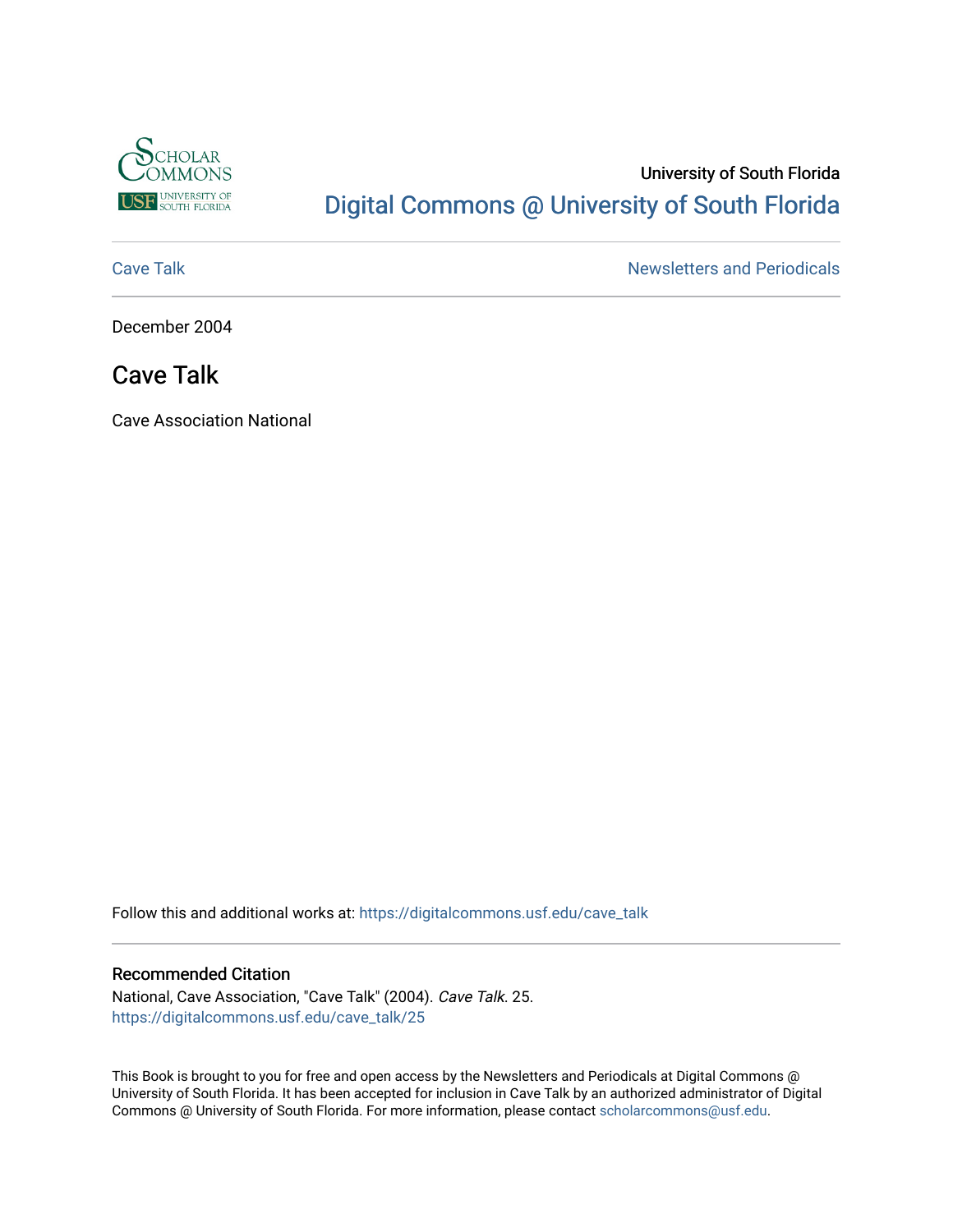University of South Florida

# Digital Commons @ University of South Florida

Cave Talk

Newsletters and Periodicals

December 2004

## Cave Talk

Cave Association National

Follow this and additional works at: https://digitalcommons.usf.edu/cave_talk

### Recommended Citation

National, Cave Association, "Cave Talk" (2004). *Cave Talk*. 25.
https://digitalcommons.usf.edu/cave_talk/25

This Book is brought to you for free and open access by the Newsletters and Periodicals at Digital Commons @ University of South Florida. It has been accepted for inclusion in Cave Talk by an authorized administrator of Digital Commons @ University of South Florida. For more information, please contact scholarcommons@usf.edu.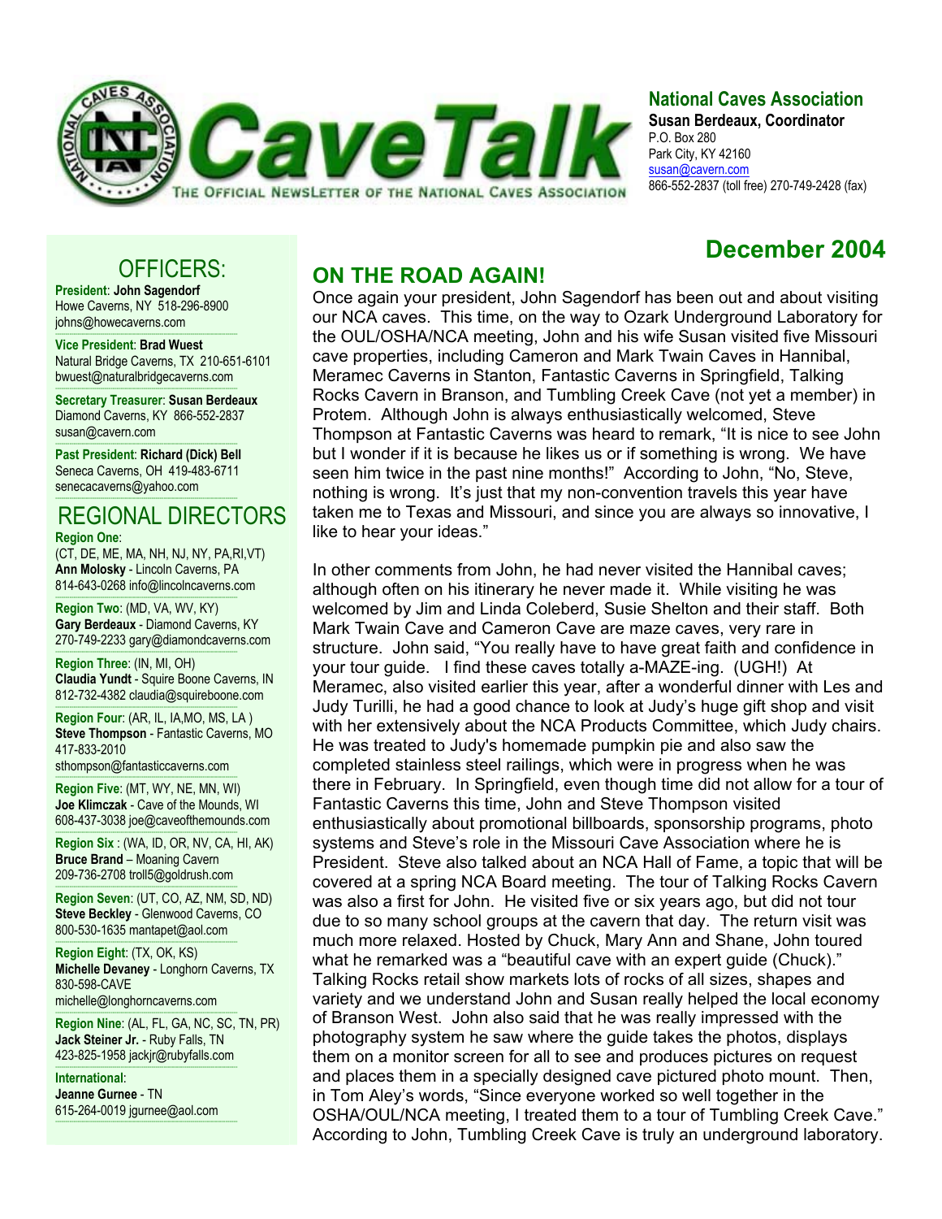# CaveTalk

THE OFFICIAL NEWSLETTER OF THE NATIONAL CAVES ASSOCIATION

**National Caves Association**
**Susan Berdeaux, Coordinator**
P.O. Box 280
Park City, KY 42160
susan@cavern.com
866-552-2837 (toll free) 270-749-2428 (fax)

## December 2004

## OFFICERS:

**President**: **John Sagendorf**
Howe Caverns, NY 518-296-8900
johns@howecaverns.com

**Vice President**: **Brad Wuest**
Natural Bridge Caverns, TX 210-651-6101
bwuest@naturalbridgecaverns.com

**Secretary Treasurer**: **Susan Berdeaux**
Diamond Caverns, KY 866-552-2837
susan@cavern.com

**Past President**: **Richard (Dick) Bell**
Seneca Caverns, OH 419-483-6711
senecacaverns@yahoo.com

## REGIONAL DIRECTORS

**Region One**:
(CT, DE, ME, MA, NH, NJ, NY, PA,RI,VT)
**Ann Molosky** - Lincoln Caverns, PA
814-643-0268 info@lincolncaverns.com

**Region Two**: (MD, VA, WV, KY)
**Gary Berdeaux** - Diamond Caverns, KY
270-749-2233 gary@diamondcaverns.com

**Region Three**: (IN, MI, OH)
**Claudia Yundt** - Squire Boone Caverns, IN
812-732-4382 claudia@squireboone.com

**Region Four**: (AR, IL, IA,MO, MS, LA )
**Steve Thompson** - Fantastic Caverns, MO
417-833-2010
sthompson@fantasticcaverns.com

**Region Five**: (MT, WY, NE, MN, WI)
**Joe Klimczak** - Cave of the Mounds, WI
608-437-3038 joe@caveofthemounds.com

**Region Six** : (WA, ID, OR, NV, CA, HI, AK)
**Bruce Brand** – Moaning Cavern
209-736-2708 troll5@goldrush.com

**Region Seven**: (UT, CO, AZ, NM, SD, ND)
**Steve Beckley** - Glenwood Caverns, CO
800-530-1635 mantapet@aol.com

**Region Eight**: (TX, OK, KS)
**Michelle Devaney** - Longhorn Caverns, TX
830-598-CAVE
michelle@longhorncaverns.com

**Region Nine**: (AL, FL, GA, NC, SC, TN, PR)
**Jack Steiner Jr.** - Ruby Falls, TN
423-825-1958 jackjr@rubyfalls.com

**International**:
**Jeanne Gurnee** - TN
615-264-0019 jgurnee@aol.com

## ON THE ROAD AGAIN!

Once again your president, John Sagendorf has been out and about visiting our NCA caves. This time, on the way to Ozark Underground Laboratory for the OUL/OSHA/NCA meeting, John and his wife Susan visited five Missouri cave properties, including Cameron and Mark Twain Caves in Hannibal, Meramec Caverns in Stanton, Fantastic Caverns in Springfield, Talking Rocks Cavern in Branson, and Tumbling Creek Cave (not yet a member) in Protem. Although John is always enthusiastically welcomed, Steve Thompson at Fantastic Caverns was heard to remark, "It is nice to see John but I wonder if it is because he likes us or if something is wrong. We have seen him twice in the past nine months!" According to John, "No, Steve, nothing is wrong. It's just that my non-convention travels this year have taken me to Texas and Missouri, and since you are always so innovative, I like to hear your ideas."

In other comments from John, he had never visited the Hannibal caves; although often on his itinerary he never made it. While visiting he was welcomed by Jim and Linda Coleberd, Susie Shelton and their staff. Both Mark Twain Cave and Cameron Cave are maze caves, very rare in structure. John said, "You really have to have great faith and confidence in your tour guide. I find these caves totally a-MAZE-ing. (UGH!) At Meramec, also visited earlier this year, after a wonderful dinner with Les and Judy Turilli, he had a good chance to look at Judy's huge gift shop and visit with her extensively about the NCA Products Committee, which Judy chairs. He was treated to Judy's homemade pumpkin pie and also saw the completed stainless steel railings, which were in progress when he was there in February. In Springfield, even though time did not allow for a tour of Fantastic Caverns this time, John and Steve Thompson visited enthusiastically about promotional billboards, sponsorship programs, photo systems and Steve's role in the Missouri Cave Association where he is President. Steve also talked about an NCA Hall of Fame, a topic that will be covered at a spring NCA Board meeting. The tour of Talking Rocks Cavern was also a first for John. He visited five or six years ago, but did not tour due to so many school groups at the cavern that day. The return visit was much more relaxed. Hosted by Chuck, Mary Ann and Shane, John toured what he remarked was a "beautiful cave with an expert guide (Chuck)." Talking Rocks retail show markets lots of rocks of all sizes, shapes and variety and we understand John and Susan really helped the local economy of Branson West. John also said that he was really impressed with the photography system he saw where the guide takes the photos, displays them on a monitor screen for all to see and produces pictures on request and places them in a specially designed cave pictured photo mount. Then, in Tom Aley's words, "Since everyone worked so well together in the OSHA/OUL/NCA meeting, I treated them to a tour of Tumbling Creek Cave." According to John, Tumbling Creek Cave is truly an underground laboratory.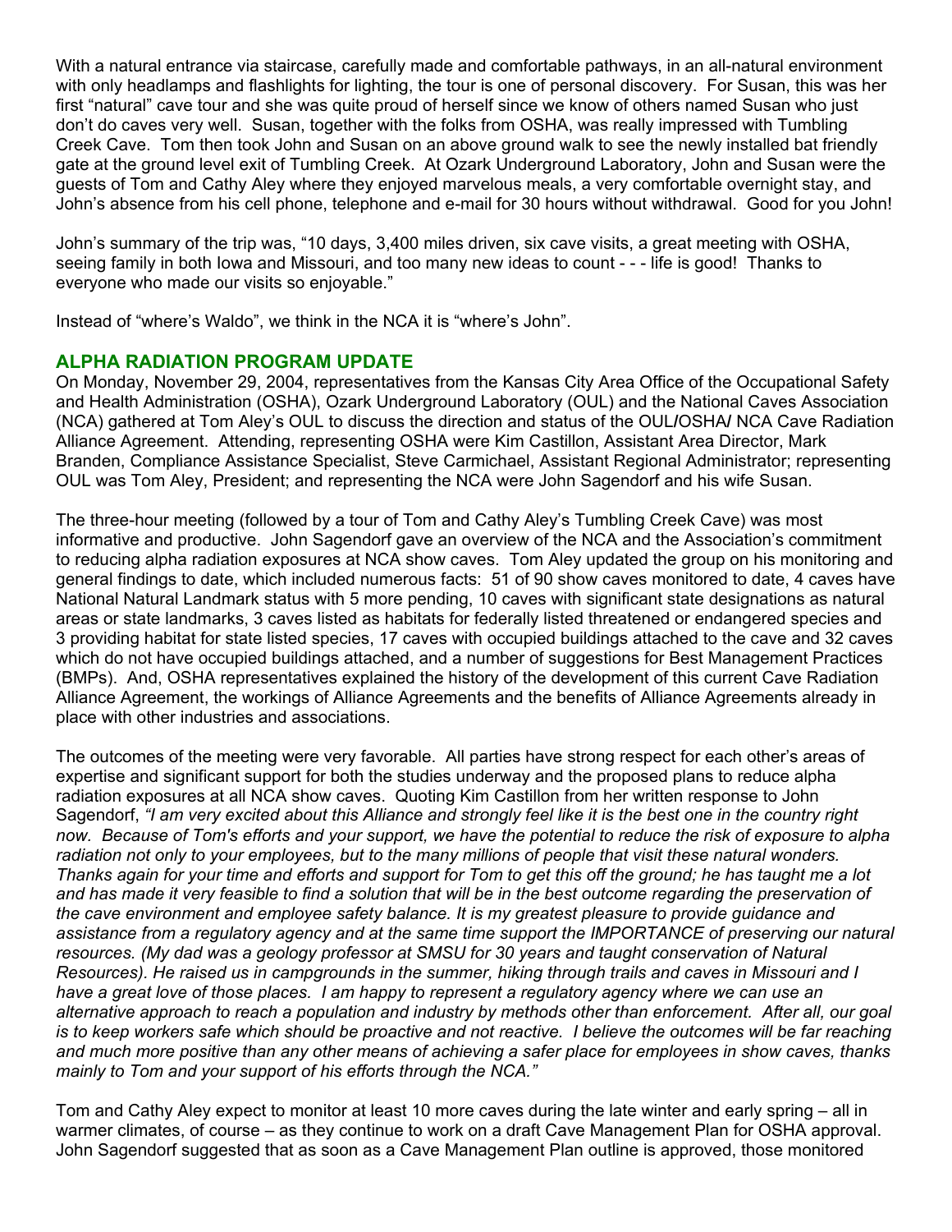With a natural entrance via staircase, carefully made and comfortable pathways, in an all-natural environment with only headlamps and flashlights for lighting, the tour is one of personal discovery. For Susan, this was her first "natural" cave tour and she was quite proud of herself since we know of others named Susan who just don't do caves very well. Susan, together with the folks from OSHA, was really impressed with Tumbling Creek Cave. Tom then took John and Susan on an above ground walk to see the newly installed bat friendly gate at the ground level exit of Tumbling Creek. At Ozark Underground Laboratory, John and Susan were the guests of Tom and Cathy Aley where they enjoyed marvelous meals, a very comfortable overnight stay, and John's absence from his cell phone, telephone and e-mail for 30 hours without withdrawal. Good for you John!

John's summary of the trip was, "10 days, 3,400 miles driven, six cave visits, a great meeting with OSHA, seeing family in both Iowa and Missouri, and too many new ideas to count - - - life is good! Thanks to everyone who made our visits so enjoyable."

Instead of "where's Waldo", we think in the NCA it is "where's John".

## ALPHA RADIATION PROGRAM UPDATE

On Monday, November 29, 2004, representatives from the Kansas City Area Office of the Occupational Safety and Health Administration (OSHA), Ozark Underground Laboratory (OUL) and the National Caves Association (NCA) gathered at Tom Aley's OUL to discuss the direction and status of the OUL/OSHA/ NCA Cave Radiation Alliance Agreement. Attending, representing OSHA were Kim Castillon, Assistant Area Director, Mark Branden, Compliance Assistance Specialist, Steve Carmichael, Assistant Regional Administrator; representing OUL was Tom Aley, President; and representing the NCA were John Sagendorf and his wife Susan.

The three-hour meeting (followed by a tour of Tom and Cathy Aley's Tumbling Creek Cave) was most informative and productive. John Sagendorf gave an overview of the NCA and the Association's commitment to reducing alpha radiation exposures at NCA show caves. Tom Aley updated the group on his monitoring and general findings to date, which included numerous facts: 51 of 90 show caves monitored to date, 4 caves have National Natural Landmark status with 5 more pending, 10 caves with significant state designations as natural areas or state landmarks, 3 caves listed as habitats for federally listed threatened or endangered species and 3 providing habitat for state listed species, 17 caves with occupied buildings attached to the cave and 32 caves which do not have occupied buildings attached, and a number of suggestions for Best Management Practices (BMPs). And, OSHA representatives explained the history of the development of this current Cave Radiation Alliance Agreement, the workings of Alliance Agreements and the benefits of Alliance Agreements already in place with other industries and associations.

The outcomes of the meeting were very favorable. All parties have strong respect for each other's areas of expertise and significant support for both the studies underway and the proposed plans to reduce alpha radiation exposures at all NCA show caves. Quoting Kim Castillon from her written response to John Sagendorf, *"I am very excited about this Alliance and strongly feel like it is the best one in the country right now. Because of Tom's efforts and your support, we have the potential to reduce the risk of exposure to alpha radiation not only to your employees, but to the many millions of people that visit these natural wonders. Thanks again for your time and efforts and support for Tom to get this off the ground; he has taught me a lot and has made it very feasible to find a solution that will be in the best outcome regarding the preservation of the cave environment and employee safety balance. It is my greatest pleasure to provide guidance and assistance from a regulatory agency and at the same time support the IMPORTANCE of preserving our natural resources. (My dad was a geology professor at SMSU for 30 years and taught conservation of Natural Resources). He raised us in campgrounds in the summer, hiking through trails and caves in Missouri and I have a great love of those places. I am happy to represent a regulatory agency where we can use an alternative approach to reach a population and industry by methods other than enforcement. After all, our goal is to keep workers safe which should be proactive and not reactive. I believe the outcomes will be far reaching and much more positive than any other means of achieving a safer place for employees in show caves, thanks mainly to Tom and your support of his efforts through the NCA."*

Tom and Cathy Aley expect to monitor at least 10 more caves during the late winter and early spring – all in warmer climates, of course – as they continue to work on a draft Cave Management Plan for OSHA approval. John Sagendorf suggested that as soon as a Cave Management Plan outline is approved, those monitored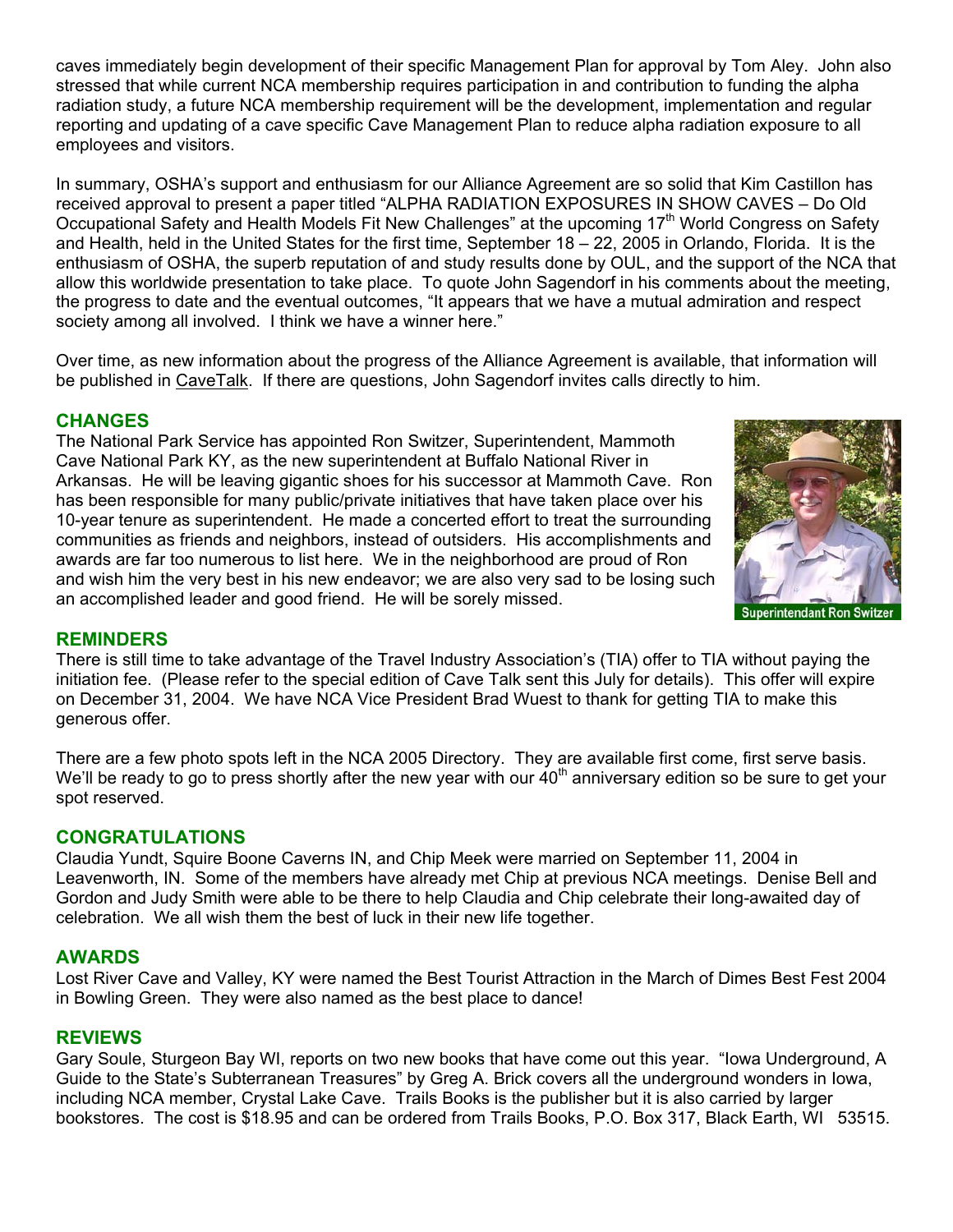caves immediately begin development of their specific Management Plan for approval by Tom Aley. John also stressed that while current NCA membership requires participation in and contribution to funding the alpha radiation study, a future NCA membership requirement will be the development, implementation and regular reporting and updating of a cave specific Cave Management Plan to reduce alpha radiation exposure to all employees and visitors.

In summary, OSHA's support and enthusiasm for our Alliance Agreement are so solid that Kim Castillon has received approval to present a paper titled "ALPHA RADIATION EXPOSURES IN SHOW CAVES – Do Old Occupational Safety and Health Models Fit New Challenges" at the upcoming 17th World Congress on Safety and Health, held in the United States for the first time, September 18 – 22, 2005 in Orlando, Florida. It is the enthusiasm of OSHA, the superb reputation of and study results done by OUL, and the support of the NCA that allow this worldwide presentation to take place. To quote John Sagendorf in his comments about the meeting, the progress to date and the eventual outcomes, "It appears that we have a mutual admiration and respect society among all involved. I think we have a winner here."

Over time, as new information about the progress of the Alliance Agreement is available, that information will be published in CaveTalk. If there are questions, John Sagendorf invites calls directly to him.

## CHANGES

The National Park Service has appointed Ron Switzer, Superintendent, Mammoth Cave National Park KY, as the new superintendent at Buffalo National River in Arkansas. He will be leaving gigantic shoes for his successor at Mammoth Cave. Ron has been responsible for many public/private initiatives that have taken place over his 10-year tenure as superintendent. He made a concerted effort to treat the surrounding communities as friends and neighbors, instead of outsiders. His accomplishments and awards are far too numerous to list here. We in the neighborhood are proud of Ron and wish him the very best in his new endeavor; we are also very sad to be losing such an accomplished leader and good friend. He will be sorely missed.

Superintendant Ron Switzer

## REMINDERS

There is still time to take advantage of the Travel Industry Association's (TIA) offer to TIA without paying the initiation fee. (Please refer to the special edition of Cave Talk sent this July for details). This offer will expire on December 31, 2004. We have NCA Vice President Brad Wuest to thank for getting TIA to make this generous offer.

There are a few photo spots left in the NCA 2005 Directory. They are available first come, first serve basis. We'll be ready to go to press shortly after the new year with our 40th anniversary edition so be sure to get your spot reserved.

## CONGRATULATIONS

Claudia Yundt, Squire Boone Caverns IN, and Chip Meek were married on September 11, 2004 in Leavenworth, IN. Some of the members have already met Chip at previous NCA meetings. Denise Bell and Gordon and Judy Smith were able to be there to help Claudia and Chip celebrate their long-awaited day of celebration. We all wish them the best of luck in their new life together.

## AWARDS

Lost River Cave and Valley, KY were named the Best Tourist Attraction in the March of Dimes Best Fest 2004 in Bowling Green. They were also named as the best place to dance!

## REVIEWS

Gary Soule, Sturgeon Bay WI, reports on two new books that have come out this year. "Iowa Underground, A Guide to the State's Subterranean Treasures" by Greg A. Brick covers all the underground wonders in Iowa, including NCA member, Crystal Lake Cave. Trails Books is the publisher but it is also carried by larger bookstores. The cost is $18.95 and can be ordered from Trails Books, P.O. Box 317, Black Earth, WI 53515.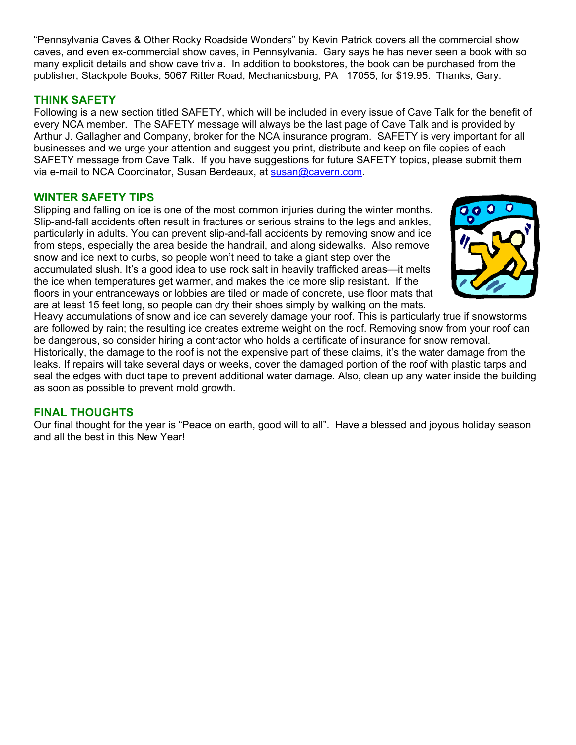"Pennsylvania Caves & Other Rocky Roadside Wonders" by Kevin Patrick covers all the commercial show caves, and even ex-commercial show caves, in Pennsylvania. Gary says he has never seen a book with so many explicit details and show cave trivia. In addition to bookstores, the book can be purchased from the publisher, Stackpole Books, 5067 Ritter Road, Mechanicsburg, PA 17055, for $19.95. Thanks, Gary.

## THINK SAFETY

Following is a new section titled SAFETY, which will be included in every issue of Cave Talk for the benefit of every NCA member. The SAFETY message will always be the last page of Cave Talk and is provided by Arthur J. Gallagher and Company, broker for the NCA insurance program. SAFETY is very important for all businesses and we urge your attention and suggest you print, distribute and keep on file copies of each SAFETY message from Cave Talk. If you have suggestions for future SAFETY topics, please submit them via e-mail to NCA Coordinator, Susan Berdeaux, at susan@cavern.com.

## WINTER SAFETY TIPS

Slipping and falling on ice is one of the most common injuries during the winter months. Slip-and-fall accidents often result in fractures or serious strains to the legs and ankles, particularly in adults. You can prevent slip-and-fall accidents by removing snow and ice from steps, especially the area beside the handrail, and along sidewalks. Also remove snow and ice next to curbs, so people won't need to take a giant step over the accumulated slush. It's a good idea to use rock salt in heavily trafficked areas—it melts the ice when temperatures get warmer, and makes the ice more slip resistant. If the floors in your entranceways or lobbies are tiled or made of concrete, use floor mats that are at least 15 feet long, so people can dry their shoes simply by walking on the mats. Heavy accumulations of snow and ice can severely damage your roof. This is particularly true if snowstorms are followed by rain; the resulting ice creates extreme weight on the roof. Removing snow from your roof can be dangerous, so consider hiring a contractor who holds a certificate of insurance for snow removal. Historically, the damage to the roof is not the expensive part of these claims, it's the water damage from the leaks. If repairs will take several days or weeks, cover the damaged portion of the roof with plastic tarps and seal the edges with duct tape to prevent additional water damage. Also, clean up any water inside the building as soon as possible to prevent mold growth.

## FINAL THOUGHTS

Our final thought for the year is "Peace on earth, good will to all". Have a blessed and joyous holiday season and all the best in this New Year!